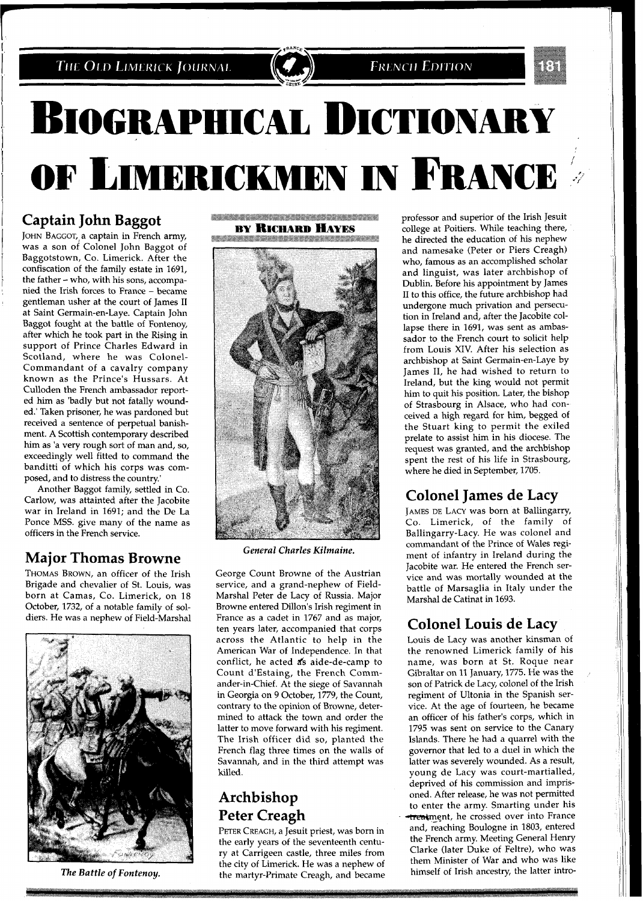# BIOGRAPHICAL DICTIONARY OF LIMERICKMEN IN FRANCE

**BY RICHARD HAYES**

## Captain John Baggot

JOHN BAGGOT, a captain in French army, was a son of Colonel John Baggot of Baggotstown, Co. Limerick. After the confiscation of the family estate in 1691, the father – who, with his sons, accompanied the Irish forces to France – became gentleman usher at the court of James II at Saint Germain-en-Laye. Captain John Baggot fought at the battle of Fontenoy, after which he took part in the Rising in support of Prince Charles Edward in Scotland, where he was Colonel-Commandant of a cavalry company known as the Prince's Hussars. At Culloden the French ambassador reported him as 'badly but not fatally wounded.' Taken prisoner, he was pardoned but received a sentence of perpetual banishment. A Scottish contemporary described him as 'a very rough sort of man and, so, exceedingly well fitted to command the banditti of which his corps was composed, and to distress the country.'

Another Baggot family, settled in Co. Carlow, was attainted after the Jacobite war in Ireland in 1691; and the De La Ponce MSS. give many of the name as officers in the French service.

## Major Thomas Browne

THOMAS BROWN, an officer of the Irish Brigade and chevalier of St. Louis, was born at Camas, Co. Limerick, on 18 October, 1732, of a notable family of soldiers. He was a nephew of Field-Marshal George Count Browne of the Austrian service, and a grand-nephew of Field-Marshal Peter de Lacy of Russia. Major Browne entered Dillon's Irish regiment in France as a cadet in 1767 and as major, ten years later, accompanied that corps across the Atlantic to help in the American War of Independence. In that conflict, he acted as aide-de-camp to Count d'Estaing, the French Commander-in-Chief. At the siege of Savannah in Georgia on 9 October, 1779, the Count, contrary to the opinion of Browne, determined to attack the town and order the latter to move forward with his regiment. The Irish officer did so, planted the French flag three times on the walls of Savannah, and in the third attempt was killed.

*The Battle of Fontenoy.*

*General Charles Kilmaine.*

## Archbishop Peter Creagh

PETER CREAGH, a Jesuit priest, was born in the early years of the seventeenth century at Carrigeen castle, three miles from the city of Limerick. He was a nephew of the martyr-Primate Creagh, and became professor and superior of the Irish Jesuit college at Poitiers. While teaching there, he directed the education of his nephew and namesake (Peter or Piers Creagh) who, famous as an accomplished scholar and linguist, was later archbishop of Dublin. Before his appointment by James II to this office, the future archbishop had undergone much privation and persecution in Ireland and, after the Jacobite collapse there in 1691, was sent as ambassador to the French court to solicit help from Louis XIV. After his selection as archbishop at Saint Germain-en-Laye by James II, he had wished to return to Ireland, but the king would not permit him to quit his position. Later, the bishop of Strasbourg in Alsace, who had conceived a high regard for him, begged of the Stuart king to permit the exiled prelate to assist him in his diocese. The request was granted, and the archbishop spent the rest of his life in Strasbourg, where he died in September, 1705.

## Colonel James de Lacy

JAMES DE LACY was born at Ballingarry, Co. Limerick, of the family of Ballingarry-Lacy. He was colonel and commandant of the Prince of Wales regiment of infantry in Ireland during the Jacobite war. He entered the French service and was mortally wounded at the battle of Marsaglia in Italy under the Marshal de Catinat in 1693.

## Colonel Louis de Lacy

Louis de Lacy was another kinsman of the renowned Limerick family of his name, was born at St. Roque near Gibraltar on 11 January, 1775. He was the son of Patrick de Lacy, colonel of the Irish regiment of Ultonia in the Spanish service. At the age of fourteen, he became an officer of his father's corps, which in 1795 was sent on service to the Canary Islands. There he had a quarrel with the governor that led to a duel in which the latter was severely wounded. As a result, young de Lacy was court-martialled, deprived of his commission and imprisoned. After release, he was not permitted to enter the army. Smarting under his treatment, he crossed over into France and, reaching Boulogne in 1803, entered the French army. Meeting General Henry Clarke (later Duke of Feltre), who was them Minister of War and who was like himself of Irish ancestry, the latter intro-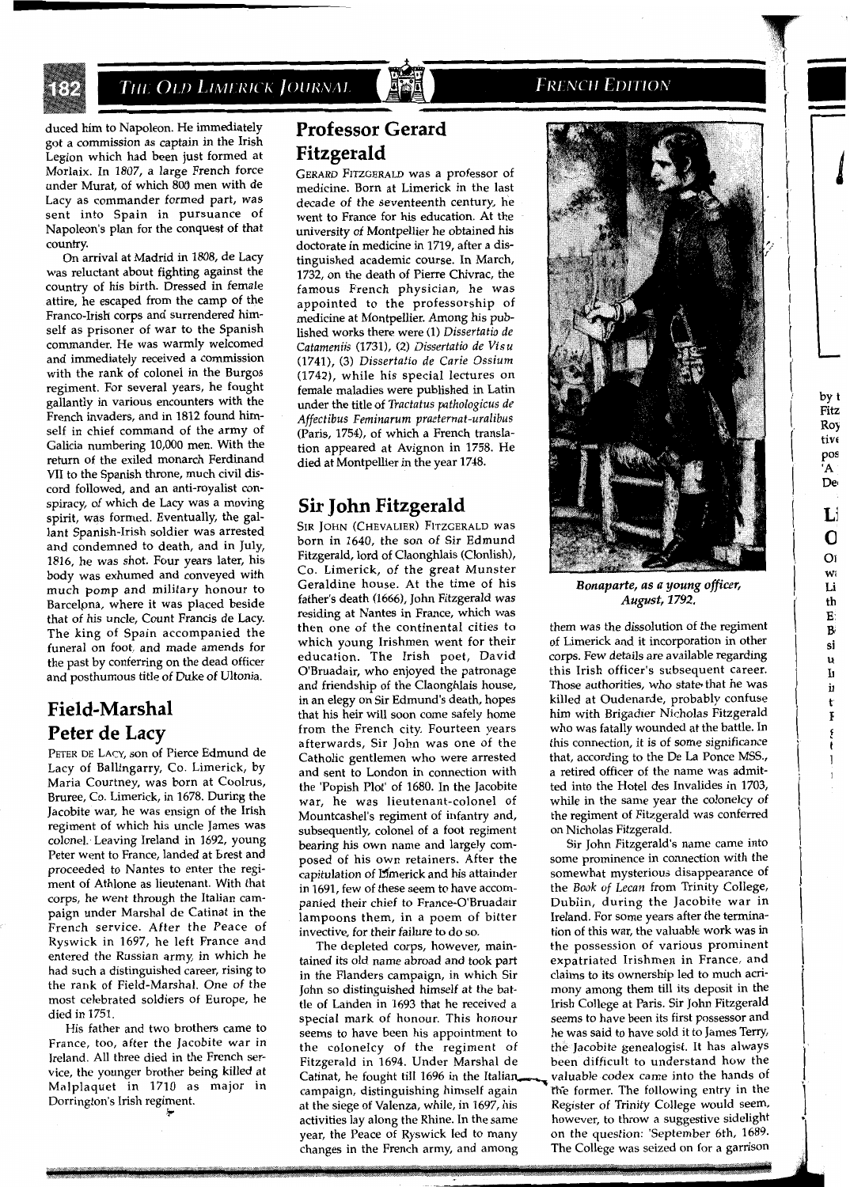duced him to Napoleon. He immediately got a commission as captain in the Irish Legion which had been just formed at Morlaix. In 1807, a large French force under Murat, of which 800 men with de Lacy as commander formed part, was sent into Spain in pursuance of Napoleon's plan for the conquest of that country.

On arrival at Madrid in 1808, de Lacy was reluctant about fighting against the country of his birth. Dressed in female attire, he escaped from the camp of the Franco-Irish corps and surrendered himself as prisoner of war to the Spanish commander. He was warmly welcomed and immediately received a commission with the rank of colonel in the Burgos regiment. For several years, he fought gallantly in various encounters with the French invaders, and in 1812 found himself in chief command of the army of Galicia numbering 10,000 men. With the return of the exiled monarch Ferdinand VII to the Spanish throne, much civil discord followed, and an anti-royalist conspiracy, of which de Lacy was a moving spirit, was formed. Eventually, the gallant Spanish-Irish soldier was arrested and condemned to death, and in July, 1816, he was shot. Four years later, his body was exhumed and conveyed with much pomp and military honour to Barcelona, where it was placed beside that of his uncle, Count Francis de Lacy. The king of Spain accompanied the funeral on foot, and made amends for the past by conferring on the dead officer and posthumous title of Duke of Ultonia.

## Field-Marshal Peter de Lacy

PETER DE LACY, son of Pierce Edmund de Lacy of Ballingarry, Co. Limerick, by Maria Courtney, was born at Coolrus, Bruree, Co. Limerick, in 1678. During the Jacobite war, he was ensign of the Irish regiment of which his uncle James was colonel. Leaving Ireland in 1692, young Peter went to France, landed at Brest and proceeded to Nantes to enter the regiment of Athlone as lieutenant. With that corps, he went through the Italian campaign under Marshal de Catinat in the French service. After the Peace of Ryswick in 1697, he left France and entered the Russian army, in which he had such a distinguished career, rising to the rank of Field-Marshal. One of the most celebrated soldiers of Europe, he died in 1751.

His father and two brothers came to France, too, after the Jacobite war in Ireland. All three died in the French service, the younger brother being killed at Malplaquet in 1710 as major in Dorrington's Irish regiment.

## Professor Gerard Fitzgerald

GERARD FITZGERALD was a professor of medicine. Born at Limerick in the last decade of the seventeenth century, he went to France for his education. At the university of Montpellier he obtained his doctorate in medicine in 1719, after a distinguished academic course. In March, 1732, on the death of Pierre Chivrac, the famous French physician, he was appointed to the professorship of medicine at Montpellier. Among his published works there were (1) *Dissertatio de Catamenits* (1731), (2) *Dissertatio de Visu* (1741), (3) *Dissertatio de Carie Ossium* (1742), while his special lectures on female maladies were published in Latin under the title of *Tractatus pathologicus de Affectibus Feminarum praeternat-uralibus* (Paris, 1754), of which a French translation appeared at Avignon in 1758. He died at Montpellier in the year 1748.

## Sir John Fitzgerald

SIR JOHN (CHEVALIER) FITZGERALD was born in 1640, the son of Sir Edmund Fitzgerald, lord of Claonghlais (Clonlish), Co. Limerick, of the great Munster Geraldine house. At the time of his father's death (1666), John Fitzgerald was residing at Nantes in France, which was then one of the continental cities to which young Irishmen went for their education. The Irish poet, David O'Bruadair, who enjoyed the patronage and friendship of the Claonghlais house, in an elegy on Sir Edmund's death, hopes that his heir will soon come safely home from the French city. Fourteen years afterwards, Sir John was one of the Catholic gentlemen who were arrested and sent to London in connection with the 'Popish Plot' of 1680. In the Jacobite war, he was lieutenant-colonel of Mountcashel's regiment of infantry and, subsequently, colonel of a foot regiment bearing his own name and largely composed of his own retainers. After the capitulation of Limerick and his attainder in 1691, few of these seem to have accompanied their chief to France-O'Bruadair lampoons them, in a poem of bitter invective, for their failure to do so.

The depleted corps, however, maintained its old name abroad and took part in the Flanders campaign, in which Sir John so distinguished himself at the battle of Landen in 1693 that he received a special mark of honour. This honour seems to have been his appointment to the colonelcy of the regiment of Fitzgerald in 1694. Under Marshal de Catinat, he fought till 1696 in the Italian campaign, distinguishing himself again at the siege of Valenza, while, in 1697, his activities lay along the Rhine. In the same year, the Peace of Ryswick led to many changes in the French army, and among them was the dissolution of the regiment of Limerick and it incorporation in other corps. Few details are available regarding this Irish officer's subsequent career. Those authorities, who state that he was killed at Oudenarde, probably confuse him with Brigadier Nicholas Fitzgerald who was fatally wounded at the battle. In this connection, it is of some significance that, according to the De La Ponce MSS., a retired officer of the name was admitted into the Hotel des Invalides in 1703, while in the same year the colonelcy of the regiment of Fitzgerald was conferred on Nicholas Fitzgerald.

*Bonaparte, as a young officer, August, 1792.*

Sir John Fitzgerald's name came into some prominence in connection with the somewhat mysterious disappearance of the *Book of Lecan* from Trinity College, Dublin, during the Jacobite war in Ireland. For some years after the termination of this war, the valuable work was in the possession of various prominent expatriated Irishmen in France, and claims to its ownership led to much acrimony among them till its deposit in the Irish College at Paris. Sir John Fitzgerald seems to have been its first possessor and he was said to have sold it to James Terry, the Jacobite genealogist. It has always been difficult to understand how the valuable codex came into the hands of the former. The following entry in the Register of Trinity College would seem, however, to throw a suggestive sidelight on the question: 'September 6th, 1689. The College was seized on for a garrison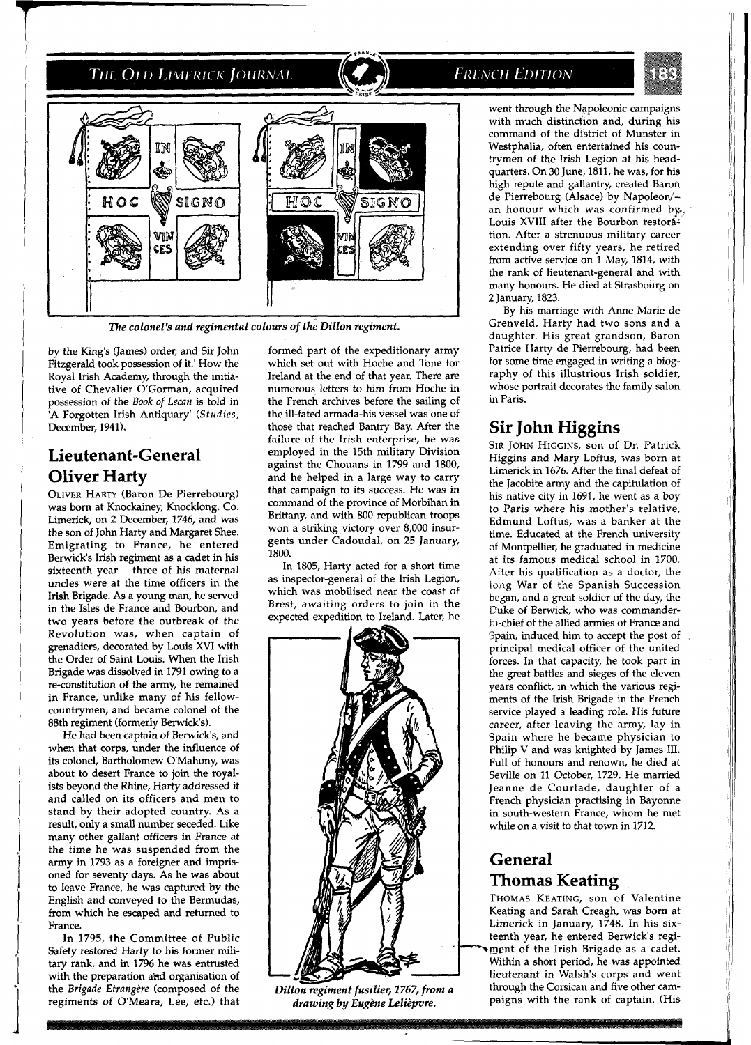*The colonel's and regimental colours of the Dillon regiment.*

by the King's (James) order, and Sir John Fitzgerald took possession of it.' How the Royal Irish Academy, through the initiative of Chevalier O'Gorman, acquired possession of the *Book of Lecan* is told in 'A Forgotten Irish Antiquary' (*Studies*, December, 1941).

## Lieutenant-General Oliver Harty

OLIVER HARTY (Baron De Pierrebourg) was born at Knockainey, Knocklong, Co. Limerick, on 2 December, 1746, and was the son of John Harty and Margaret Shee. Emigrating to France, he entered Berwick's Irish regiment as a cadet in his sixteenth year – three of his maternal uncles were at the time officers in the Irish Brigade. As a young man, he served in the Isles de France and Bourbon, and two years before the outbreak of the Revolution was, when captain of grenadiers, decorated by Louis XVI with the Order of Saint Louis. When the Irish Brigade was dissolved in 1791 owing to a re-constitution of the army, he remained in France, unlike many of his fellow-countrymen, and became colonel of the 88th regiment (formerly Berwick's).

He had been captain of Berwick's, and when that corps, under the influence of its colonel, Bartholomew O'Mahony, was about to desert France to join the royalists beyond the Rhine, Harty addressed it and called on its officers and men to stand by their adopted country. As a result, only a small number seceded. Like many other gallant officers in France at the time he was suspended from the army in 1793 as a foreigner and imprisoned for seventy days. As he was about to leave France, he was captured by the English and conveyed to the Bermudas, from which he escaped and returned to France.

In 1795, the Committee of Public Safety restored Harty to his former military rank, and in 1796 he was entrusted with the preparation and organisation of the *Brigade Etrangère* (composed of the regiments of O'Meara, Lee, etc.) that formed part of the expeditionary army which set out with Hoche and Tone for Ireland at the end of that year. There are numerous letters to him from Hoche in the French archives before the sailing of the ill-fated armada-his vessel was one of those that reached Bantry Bay. After the failure of the Irish enterprise, he was employed in the 15th military Division against the Chouans in 1799 and 1800, and he helped in a large way to carry that campaign to its success. He was in command of the province of Morbihan in Brittany, and with 800 republican troops won a striking victory over 8,000 insurgents under Cadoudal, on 25 January, 1800.

In 1805, Harty acted for a short time as inspector-general of the Irish Legion, which was mobilised near the coast of Brest, awaiting orders to join in the expected expedition to Ireland. Later, he went through the Napoleonic campaigns with much distinction and, during his command of the district of Munster in Westphalia, often entertained his countrymen of the Irish Legion at his headquarters. On 30 June, 1811, he was, for his high repute and gallantry, created Baron de Pierrebourg (Alsace) by Napoleon/– an honour which was confirmed by Louis XVIII after the Bourbon restoration. After a strenuous military career extending over fifty years, he retired from active service on 1 May, 1814, with the rank of lieutenant-general and with many honours. He died at Strasbourg on 2 January, 1823.

*Dillon regiment fusilier, 1767, from a drawing by Eugène Lelièpvre.*

By his marriage with Anne Marie de Grenveld, Harty had two sons and a daughter. His great-grandson, Baron Patrice Harty de Pierrebourg, had been for some time engaged in writing a biography of this illustrious Irish soldier, whose portrait decorates the family salon in Paris.

## Sir John Higgins

SIR JOHN HIGGINS, son of Dr. Patrick Higgins and Mary Loftus, was born at Limerick in 1676. After the final defeat of the Jacobite army and the capitulation of his native city in 1691, he went as a boy to Paris where his mother's relative, Edmund Loftus, was a banker at the time. Educated at the French university of Montpellier, he graduated in medicine at its famous medical school in 1700. After his qualification as a doctor, the long War of the Spanish Succession began, and a great soldier of the day, the Duke of Berwick, who was commander-in-chief of the allied armies of France and Spain, induced him to accept the post of principal medical officer of the united forces. In that capacity, he took part in the great battles and sieges of the eleven years conflict, in which the various regiments of the Irish Brigade in the French service played a leading role. His future career, after leaving the army, lay in Spain where he became physician to Philip V and was knighted by James III. Full of honours and renown, he died at Seville on 11 October, 1729. He married Jeanne de Courtade, daughter of a French physician practising in Bayonne in south-western France, whom he met while on a visit to that town in 1712.

## General Thomas Keating

THOMAS KEATING, son of Valentine Keating and Sarah Creagh, was born at Limerick in January, 1748. In his sixteenth year, he entered Berwick's regiment of the Irish Brigade as a cadet. Within a short period, he was appointed lieutenant in Walsh's corps and went through the Corsican and five other campaigns with the rank of captain. (His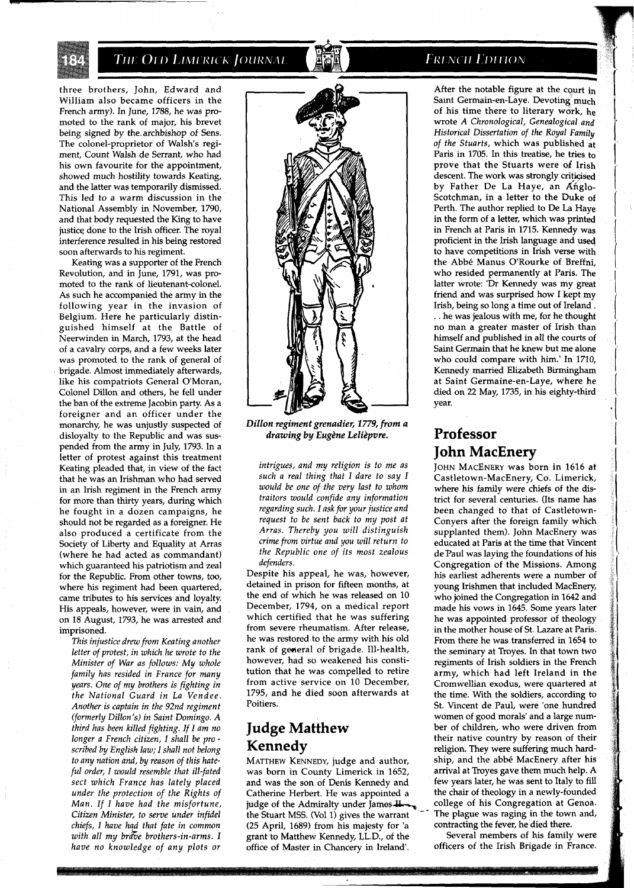three brothers, John, Edward and William also became officers in the French army). In June, 1788, he was promoted to the rank of major, his brevet being signed by the archbishop of Sens. The colonel-proprietor of Walsh's regiment, Count Walsh de Serrant, who had his own favourite for the appointment, showed much hostility towards Keating, and the latter was temporarily dismissed. This led to a warm discussion in the National Assembly in November, 1790, and that body requested the King to have justice done to the Irish officer. The royal interference resulted in his being restored soon afterwards to his regiment.

Keating was a supporter of the French Revolution, and in June, 1791, was promoted to the rank of lieutenant-colonel. As such he accompanied the army in the following year in the invasion of Belgium. Here he particularly distinguished himself at the Battle of Neerwinden in March, 1793, at the head of a cavalry corps, and a few weeks later was promoted to the rank of general of brigade. Almost immediately afterwards, like his compatriots General O'Moran, Colonel Dillon and others, he fell under the ban of the extreme Jacobin party. As a foreigner and an officer under the monarchy, he was unjustly suspected of disloyalty to the Republic and was suspended from the army in July, 1793. In a letter of protest against this treatment Keating pleaded that, in view of the fact that he was an Irishman who had served in an Irish regiment in the French army for more than thirty years, during which he fought in a dozen campaigns, he should not be regarded as a foreigner. He also produced a certificate from the Society of Liberty and Equality at Arras (where he had acted as commandant) which guaranteed his patriotism and zeal for the Republic. From other towns, too, where his regiment had been quartered, came tributes to his services and loyalty. His appeals, however, were in vain, and on 18 August, 1793, he was arrested and imprisoned.

*This injustice drew from Keating another letter of protest, in which he wrote to the Minister of War as follows: My whole family has resided in France for many years. One of my brothers is fighting in the National Guard in La Vendee. Another is captain in the 92nd regiment (formerly Dillon's) in Saint Domingo. A third has been killed fighting. If I am no longer a French citizen, I shall be proscribed by English law; I shall not belong to any nation and, by reason of this hateful order, I would resemble that ill-fated sect which France has lately placed under the protection of the Rights of Man. If I have had the misfortune, Citizen Minister, to serve under infidel chiefs, I have had that fate in common with all my brave brothers-in-arms. I have no knowledge of any plots or intrigues, and my religion is to me as such a real thing that I dare to say I would be one of the very last to whom traitors would confide any information regarding such. I ask for your justice and request to be sent back to my post at Arras. Thereby you will distinguish crime from virtue and you will return to the Republic one of its most zealous defenders.*

Despite his appeal, he was, however, detained in prison for fifteen months, at the end of which he was released on 10 December, 1794, on a medical report which certified that he was suffering from severe rheumatism. After release, he was restored to the army with his old rank of general of brigade. Ill-health, however, had so weakened his constitution that he was compelled to retire from active service on 10 December, 1795, and he died soon afterwards at Poitiers.

*Dillon regiment grenadier, 1779, from a drawing by Eugène Lelièpvre.*

## Judge Matthew Kennedy

MATTHEW KENNEDY, judge and author, was born in County Limerick in 1652, and was the son of Denis Kennedy and Catherine Herbert. He was appointed a judge of the Admiralty under James II, the Stuart MSS. (Vol 1) gives the warrant (25 April, 1689) from his majesty for 'a grant to Matthew Kennedy, LL.D., of the office of Master in Chancery in Ireland'. After the notable figure at the court in Saint Germain-en-Laye. Devoting much of his time there to literary work, he wrote *A Chronological, Genealogical and Historical Dissertation of the Royal Family of the Stuarts*, which was published at Paris in 1705. In this treatise, he tries to prove that the Stuarts were of Irish descent. The work was strongly criticised by Father De La Haye, an Anglo-Scotchman, in a letter to the Duke of Perth. The author replied to De La Haye in the form of a letter, which was printed in French at Paris in 1715. Kennedy was proficient in the Irish language and used to have competitions in Irish verse with the Abbé Manus O'Rourke of Breffni, who resided permanently at Paris. The latter wrote: 'Dr Kennedy was my great friend and was surprised how I kept my Irish, being so long a time out of Ireland . . . he was jealous with me, for he thought no man a greater master of Irish than himself and published in all the courts of Saint Germain that he knew but me alone who could compare with him.' In 1710, Kennedy married Elizabeth Birmingham at Saint Germaine-en-Laye, where he died on 22 May, 1735, in his eighty-third year.

## Professor John MacEnery

JOHN MACENERY was born in 1616 at Castletown-MacEnery, Co. Limerick, where his family were chiefs of the district for several centuries. (Its name has been changed to that of Castletown-Conyers after the foreign family which supplanted them). John MacEnery was educated at Paris at the time that Vincent de Paul was laying the foundations of his Congregation of the Missions. Among his earliest adherents were a number of young Irishmen that included MacEnery, who joined the Congregation in 1642 and made his vows in 1645. Some years later he was appointed professor of theology in the mother house of St. Lazare at Paris. From there he was transferred in 1654 to the seminary at Troyes. In that town two regiments of Irish soldiers in the French army, which had left Ireland in the Cromwellian exodus, were quartered at the time. With the soldiers, according to St. Vincent de Paul, were 'one hundred women of good morals' and a large number of children, who were driven from their native country by reason of their religion. They were suffering much hardship, and the abbé MacEnery after his arrival at Troyes gave them much help. A few years later, he was sent to Italy to fill the chair of theology in a newly-founded college of his Congregation at Genoa. The plague was raging in the town and, contracting the fever, he died there.

Several members of his family were officers of the Irish Brigade in France.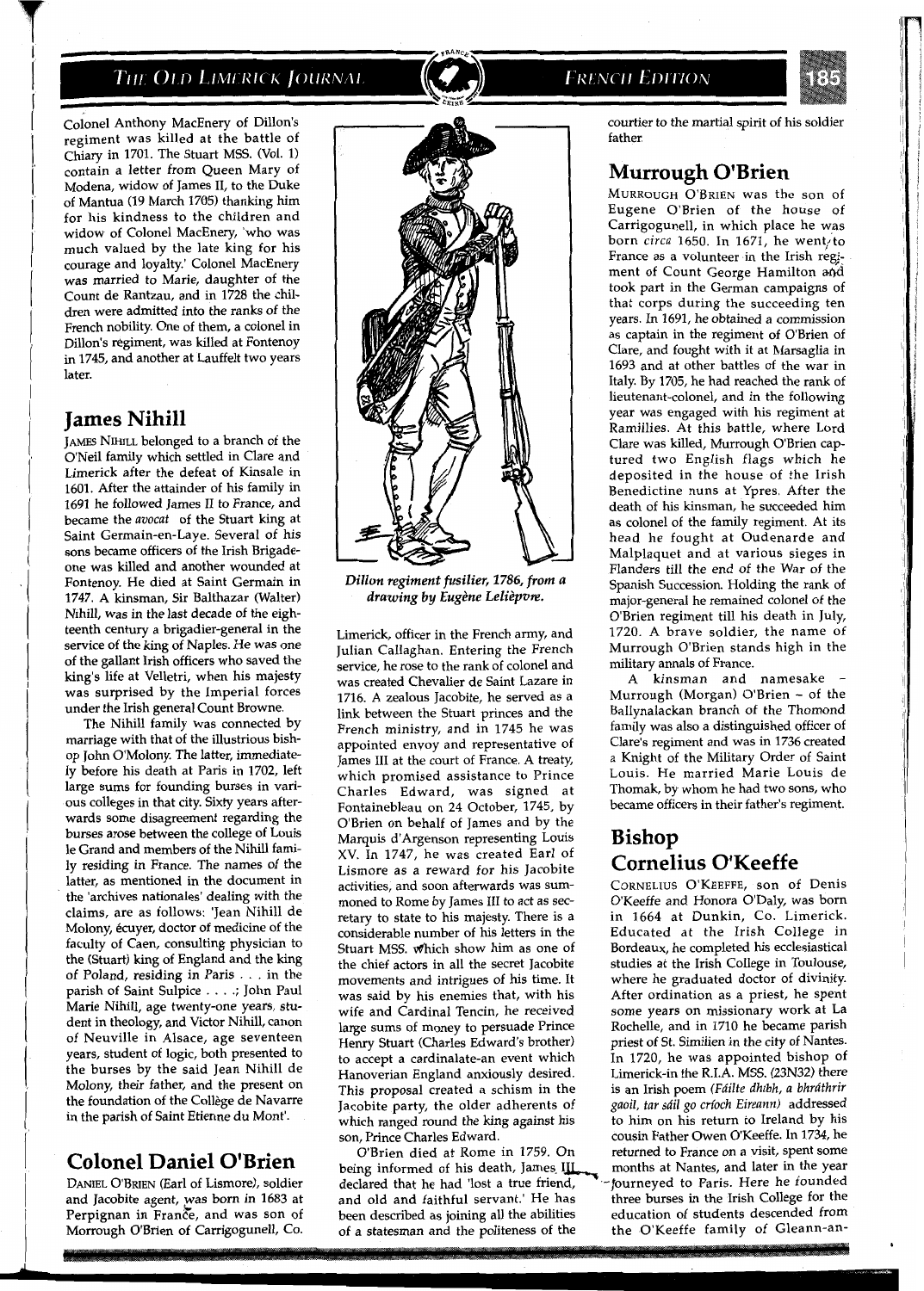Colonel Anthony MacEnery of Dillon's regiment was killed at the battle of Chiary in 1701. The Stuart MSS. (Vol. 1) contain a letter from Queen Mary of Modena, widow of James II, to the Duke of Mantua (19 March 1705) thanking him for his kindness to the children and widow of Colonel MacEnery, 'who was much valued by the late king for his courage and loyalty.' Colonel MacEnery was married to Marie, daughter of the Count de Rantzau, and in 1728 the children were admitted into the ranks of the French nobility. One of them, a colonel in Dillon's regiment, was killed at Fontenoy in 1745, and another at Lauffelt two years later.

## James Nihill

JAMES NIHILL belonged to a branch of the O'Neil family which settled in Clare and Limerick after the defeat of Kinsale in 1601. After the attainder of his family in 1691 he followed James II to France, and became the *avocat* of the Stuart king at Saint Germain-en-Laye. Several of his sons became officers of the Irish Brigade-one was killed and another wounded at Fontenoy. He died at Saint Germain in 1747. A kinsman, Sir Balthazar (Walter) Nihill, was in the last decade of the eighteenth century a brigadier-general in the service of the king of Naples. He was one of the gallant Irish officers who saved the king's life at Velletri, when his majesty was surprised by the Imperial forces under the Irish general Count Browne.

The Nihill family was connected by marriage with that of the illustrious bishop John O'Molony. The latter, immediately before his death at Paris in 1702, left large sums for founding burses in various colleges in that city. Sixty years afterwards some disagreement regarding the burses arose between the college of Louis le Grand and members of the Nihill family residing in France. The names of the latter, as mentioned in the document in the 'archives nationales' dealing with the claims, are as follows: 'Jean Nihill de Molony, écuyer, doctor of medicine of the faculty of Caen, consulting physician to the (Stuart) king of England and the king of Poland, residing in Paris . . . in the parish of Saint Sulpice . . . .; John Paul Marie Nihill, age twenty-one years, student in theology, and Victor Nihill, canon of Neuville in Alsace, age seventeen years, student of logic, both presented to the burses by the said Jean Nihill de Molony, their father, and the present on the foundation of the Collège de Navarre in the parish of Saint Etienne du Mont'.

## Colonel Daniel O'Brien

DANIEL O'BRIEN (Earl of Lismore), soldier and Jacobite agent, was born in 1683 at Perpignan in France, and was son of Murrough O'Brien of Carrigogunell, Co. Limerick, officer in the French army, and Julian Callaghan. Entering the French service, he rose to the rank of colonel and was created Chevalier de Saint Lazare in 1716. A zealous Jacobite, he served as a link between the Stuart princes and the French ministry, and in 1745 he was appointed envoy and representative of James III at the court of France. A treaty, which promised assistance to Prince Charles Edward, was signed at Fontainebleau on 24 October, 1745, by O'Brien on behalf of James and by the Marquis d'Argenson representing Louis XV. In 1747, he was created Earl of Lismore as a reward for his Jacobite activities, and soon afterwards was summoned to Rome by James III to act as secretary to state to his majesty. There is a considerable number of his letters in the Stuart MSS. which show him as one of the chief actors in all the secret Jacobite movements and intrigues of his time. It was said by his enemies that, with his wife and Cardinal Tencin, he received large sums of money to persuade Prince Henry Stuart (Charles Edward's brother) to accept a cardinalate-an event which Hanoverian England anxiously desired. This proposal created a schism in the Jacobite party, the older adherents of which ranged round the king against his son, Prince Charles Edward.

*Dillon regiment fusilier, 1786, from a drawing by Eugène Lelièpvre.*

O'Brien died at Rome in 1759. On being informed of his death, James III declared that he had 'lost a true friend, and old and faithful servant.' He has been described as joining all the abilities of a statesman and the politeness of the courtier to the martial spirit of his soldier father.

## Murrough O'Brien

MURROUGH O'BRIEN was the son of Eugene O'Brien of the house of Carrigogunell, in which place he was born *circa* 1650. In 1671, he went to France as a volunteer in the Irish regiment of Count George Hamilton and took part in the German campaigns of that corps during the succeeding ten years. In 1691, he obtained a commission as captain in the regiment of O'Brien of Clare, and fought with it at Marsaglia in 1693 and at other battles of the war in Italy. By 1705, he had reached the rank of lieutenant-colonel, and in the following year was engaged with his regiment at Ramillies. At this battle, where Lord Clare was killed, Murrough O'Brien captured two English flags which he deposited in the house of the Irish Benedictine nuns at Ypres. After the death of his kinsman, he succeeded him as colonel of the family regiment. At its head he fought at Oudenarde and Malplaquet and at various sieges in Flanders till the end of the War of the Spanish Succession. Holding the rank of major-general he remained colonel of the O'Brien regiment till his death in July, 1720. A brave soldier, the name of Murrough O'Brien stands high in the military annals of France.

A kinsman and namesake – Murrough (Morgan) O'Brien – of the Ballynalackan branch of the Thomond family was also a distinguished officer of Clare's regiment and was in 1736 created a Knight of the Military Order of Saint Louis. He married Marie Louis de Thomak, by whom he had two sons, who became officers in their father's regiment.

## Bishop Cornelius O'Keeffe

CORNELIUS O'KEEFFE, son of Denis O'Keeffe and Honora O'Daly, was born in 1664 at Dunkin, Co. Limerick. Educated at the Irish College in Bordeaux, he completed his ecclesiastical studies at the Irish College in Toulouse, where he graduated doctor of divinity. After ordination as a priest, he spent some years on missionary work at La Rochelle, and in 1710 he became parish priest of St. Similien in the city of Nantes. In 1720, he was appointed bishop of Limerick-in the R.I.A. MSS. (23N32) there is an Irish poem (*Fáilte dhíbh, a bhráthrir gaoil, tar sáil go críoch Eireann*) addressed to him on his return to Ireland by his cousin Father Owen O'Keeffe. In 1734, he returned to France on a visit, spent some months at Nantes, and later in the year journeyed to Paris. Here he founded three burses in the Irish College for the education of students descended from the O'Keeffe family of Gleann-an-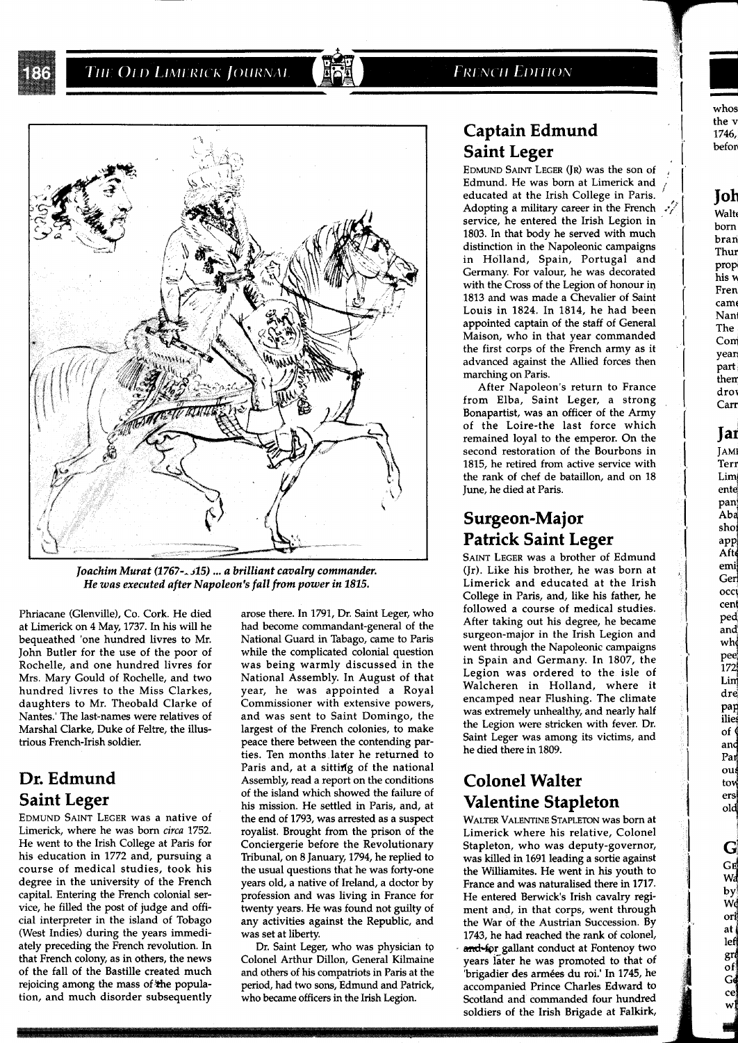*Joachim Murat (1767-1815) ... a brilliant cavalry commander. He was executed after Napoleon's fall from power in 1815.*

Phriacane (Glenville), Co. Cork. He died at Limerick on 4 May, 1737. In his will he bequeathed 'one hundred livres to Mr. John Butler for the use of the poor of Rochelle, and one hundred livres for Mrs. Mary Gould of Rochelle, and two hundred livres to the Miss Clarkes, daughters to Mr. Theobald Clarke of Nantes.' The last-names were relatives of Marshal Clarke, Duke of Feltre, the illustrious French-Irish soldier.

## Dr. Edmund Saint Leger

EDMUND SAINT LEGER was a native of Limerick, where he was born *circa* 1752. He went to the Irish College at Paris for his education in 1772 and, pursuing a course of medical studies, took his degree in the university of the French capital. Entering the French colonial service, he filled the post of judge and official interpreter in the island of Tobago (West Indies) during the years immediately preceding the French revolution. In that French colony, as in others, the news of the fall of the Bastille created much rejoicing among the mass of the population, and much disorder subsequently arose there. In 1791, Dr. Saint Leger, who had become commandant-general of the National Guard in Tabago, came to Paris while the complicated colonial question was being warmly discussed in the National Assembly. In August of that year, he was appointed a Royal Commissioner with extensive powers, and was sent to Saint Domingo, the largest of the French colonies, to make peace there between the contending parties. Ten months later he returned to Paris and, at a sitting of the national Assembly, read a report on the conditions of the island which showed the failure of his mission. He settled in Paris, and, at the end of 1793, was arrested as a suspect royalist. Brought from the prison of the Conciergerie before the Revolutionary Tribunal, on 8 January, 1794, he replied to the usual questions that he was forty-one years old, a native of Ireland, a doctor by profession and was living in France for twenty years. He was found not guilty of any activities against the Republic, and was set at liberty.

Dr. Saint Leger, who was physician to Colonel Arthur Dillon, General Kilmaine and others of his compatriots in Paris at the period, had two sons, Edmund and Patrick, who became officers in the Irish Legion.

## Captain Edmund Saint Leger

EDMUND SAINT LEGER (JR) was the son of Edmund. He was born at Limerick and educated at the Irish College in Paris. Adopting a military career in the French service, he entered the Irish Legion in 1803. In that body he served with much distinction in the Napoleonic campaigns in Holland, Spain, Portugal and Germany. For valour, he was decorated with the Cross of the Legion of honour in 1813 and was made a Chevalier of Saint Louis in 1824. In 1814, he had been appointed captain of the staff of General Maison, who in that year commanded the first corps of the French army as it advanced against the Allied forces then marching on Paris.

After Napoleon's return to France from Elba, Saint Leger, a strong Bonapartist, was an officer of the Army of the Loire-the last force which remained loyal to the emperor. On the second restoration of the Bourbons in 1815, he retired from active service with the rank of chef de bataillon, and on 18 June, he died at Paris.

## Surgeon-Major Patrick Saint Leger

SAINT LEGER was a brother of Edmund (Jr). Like his brother, he was born at Limerick and educated at the Irish College in Paris, and, like his father, he followed a course of medical studies. After taking out his degree, he became surgeon-major in the Irish Legion and went through the Napoleonic campaigns in Spain and Germany. In 1807, the Legion was ordered to the isle of Walcheren in Holland, where it encamped near Flushing. The climate was extremely unhealthy, and nearly half the Legion were stricken with fever. Dr. Saint Leger was among its victims, and he died there in 1809.

## Colonel Walter Valentine Stapleton

WALTER VALENTINE STAPLETON was born at Limerick where his relative, Colonel Stapleton, who was deputy-governor, was killed in 1691 leading a sortie against the Williamites. He went in his youth to France and was naturalised there in 1717. He entered Berwick's Irish cavalry regiment and, in that corps, went through the War of the Austrian Succession. By 1743, he had reached the rank of colonel, and for gallant conduct at Fontenoy two years later he was promoted to that of 'brigadier des armées du roi.' In 1745, he accompanied Prince Charles Edward to Scotland and commanded four hundred soldiers of the Irish Brigade at Falkirk,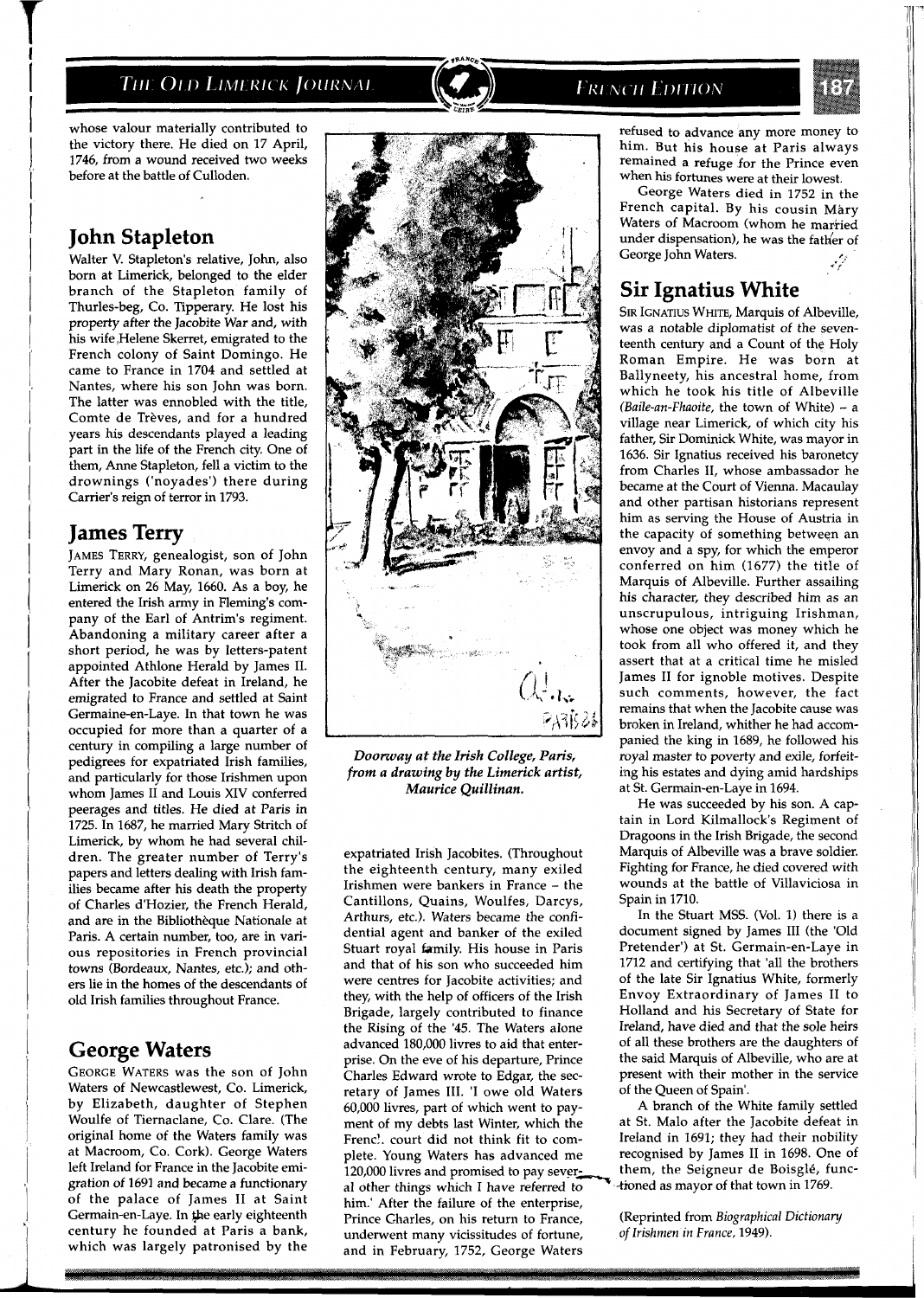whose valour materially contributed to the victory there. He died on 17 April, 1746, from a wound received two weeks before at the battle of Culloden.

## John Stapleton

Walter V. Stapleton's relative, John, also born at Limerick, belonged to the elder branch of the Stapleton family of Thurles-beg, Co. Tipperary. He lost his property after the Jacobite War and, with his wife Helene Skerret, emigrated to the French colony of Saint Domingo. He came to France in 1704 and settled at Nantes, where his son John was born. The latter was ennobled with the title, Comte de Trèves, and for a hundred years his descendants played a leading part in the life of the French city. One of them, Anne Stapleton, fell a victim to the drownings ('noyades') there during Carrier's reign of terror in 1793.

## James Terry

JAMES TERRY, genealogist, son of John Terry and Mary Ronan, was born at Limerick on 26 May, 1660. As a boy, he entered the Irish army in Fleming's company of the Earl of Antrim's regiment. Abandoning a military career after a short period, he was by letters-patent appointed Athlone Herald by James II. After the Jacobite defeat in Ireland, he emigrated to France and settled at Saint Germaine-en-Laye. In that town he was occupied for more than a quarter of a century in compiling a large number of pedigrees for expatriated Irish families, and particularly for those Irishmen upon whom James II and Louis XIV conferred peerages and titles. He died at Paris in 1725. In 1687, he married Mary Stritch of Limerick, by whom he had several children. The greater number of Terry's papers and letters dealing with Irish families became after his death the property of Charles d'Hozier, the French Herald, and are in the Bibliothèque Nationale at Paris. A certain number, too, are in various repositories in French provincial towns (Bordeaux, Nantes, etc.); and others lie in the homes of the descendants of old Irish families throughout France.

## George Waters

GEORGE WATERS was the son of John Waters of Newcastlewest, Co. Limerick, by Elizabeth, daughter of Stephen Woulfe of Tiernaclane, Co. Clare. (The original home of the Waters family was at Macroom, Co. Cork). George Waters left Ireland for France in the Jacobite emigration of 1691 and became a functionary of the palace of James II at Saint Germain-en-Laye. In the early eighteenth century he founded at Paris a bank, which was largely patronised by the expatriated Irish Jacobites. (Throughout the eighteenth century, many exiled Irishmen were bankers in France – the Cantillons, Quains, Woulfes, Darcys, Arthurs, etc.). Waters became the confidential agent and banker of the exiled Stuart royal family. His house in Paris and that of his son who succeeded him were centres for Jacobite activities; and they, with the help of officers of the Irish Brigade, largely contributed to finance the Rising of the '45. The Waters alone advanced 180,000 livres to aid that enterprise. On the eve of his departure, Prince Charles Edward wrote to Edgar, the secretary of James III. 'I owe old Waters 60,000 livres, part of which went to payment of my debts last Winter, which the French court did not think fit to complete. Young Waters has advanced me 120,000 livres and promised to pay several other things which I have referred to him.' After the failure of the enterprise, Prince Charles, on his return to France, underwent many vicissitudes of fortune, and in February, 1752, George Waters refused to advance any more money to him. But his house at Paris always remained a refuge for the Prince even when his fortunes were at their lowest.

George Waters died in 1752 in the French capital. By his cousin Mary Waters of Macroom (whom he married under dispensation), he was the father of George John Waters.

*Doorway at the Irish College, Paris, from a drawing by the Limerick artist, Maurice Quillinan.*

## Sir Ignatius White

SIR IGNATIUS WHITE, Marquis of Albeville, was a notable diplomatist of the seventeenth century and a Count of the Holy Roman Empire. He was born at Ballyneety, his ancestral home, from which he took his title of Albeville (*Baile-an-Fhaoite*, the town of White) – a village near Limerick, of which city his father, Sir Dominick White, was mayor in 1636. Sir Ignatius received his baronetcy from Charles II, whose ambassador he became at the Court of Vienna. Macaulay and other partisan historians represent him as serving the House of Austria in the capacity of something between an envoy and a spy, for which the emperor conferred on him (1677) the title of Marquis of Albeville. Further assailing his character, they described him as an unscrupulous, intriguing Irishman, whose one object was money which he took from all who offered it, and they assert that at a critical time he misled James II for ignoble motives. Despite such comments, however, the fact remains that when the Jacobite cause was broken in Ireland, whither he had accompanied the king in 1689, he followed his royal master to poverty and exile, forfeiting his estates and dying amid hardships at St. Germain-en-Laye in 1694.

He was succeeded by his son. A captain in Lord Kilmallock's Regiment of Dragoons in the Irish Brigade, the second Marquis of Albeville was a brave soldier. Fighting for France, he died covered with wounds at the battle of Villaviciosa in Spain in 1710.

In the Stuart MSS. (Vol. 1) there is a document signed by James III (the 'Old Pretender') at St. Germain-en-Laye in 1712 and certifying that 'all the brothers of the late Sir Ignatius White, formerly Envoy Extraordinary of James II to Holland and his Secretary of State for Ireland, have died and that the sole heirs of all these brothers are the daughters of the said Marquis of Albeville, who are at present with their mother in the service of the Queen of Spain'.

A branch of the White family settled at St. Malo after the Jacobite defeat in Ireland in 1691; they had their nobility recognised by James II in 1698. One of them, the Seigneur de Boisglé, functioned as mayor of that town in 1769.

(Reprinted from *Biographical Dictionary of Irishmen in France*, 1949).